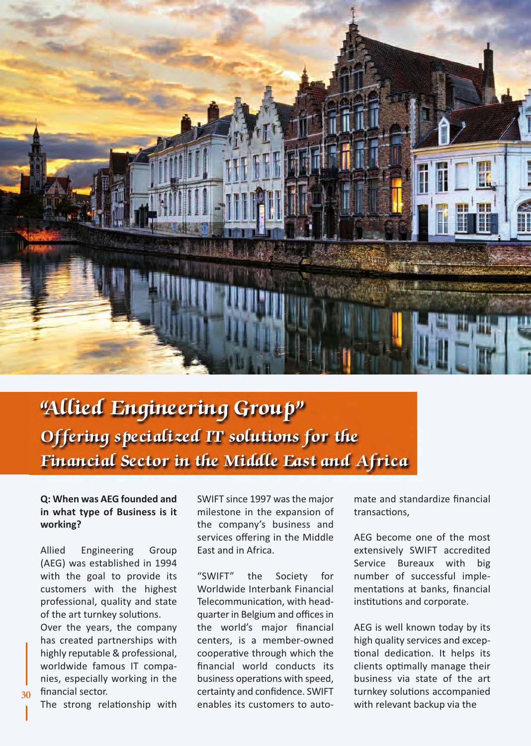# "Allied Engineering Group"

## Offering specialized IT solutions for the Financial Sector in the Middle East and Africa

**Q: When was AEG founded and in what type of Business is it working?**

Allied Engineering Group (AEG) was established in 1994 with the goal to provide its customers with the highest professional, quality and state of the art turnkey solutions.

Over the years, the company has created partnerships with highly reputable & professional, worldwide famous IT companies, especially working in the financial sector.

The strong relationship with SWIFT since 1997 was the major milestone in the expansion of the company's business and services offering in the Middle East and in Africa.

"SWIFT" the Society for Worldwide Interbank Financial Telecommunication, with head-quarter in Belgium and offices in the world's major financial centers, is a member-owned cooperative through which the financial world conducts its business operations with speed, certainty and confidence. SWIFT enables its customers to automate and standardize financial transactions,

AEG become one of the most extensively SWIFT accredited Service Bureaux with big number of successful implementations at banks, financial institutions and corporate.

AEG is well known today by its high quality services and exceptional dedication. It helps its clients optimally manage their business via state of the art turnkey solutions accompanied with relevant backup via the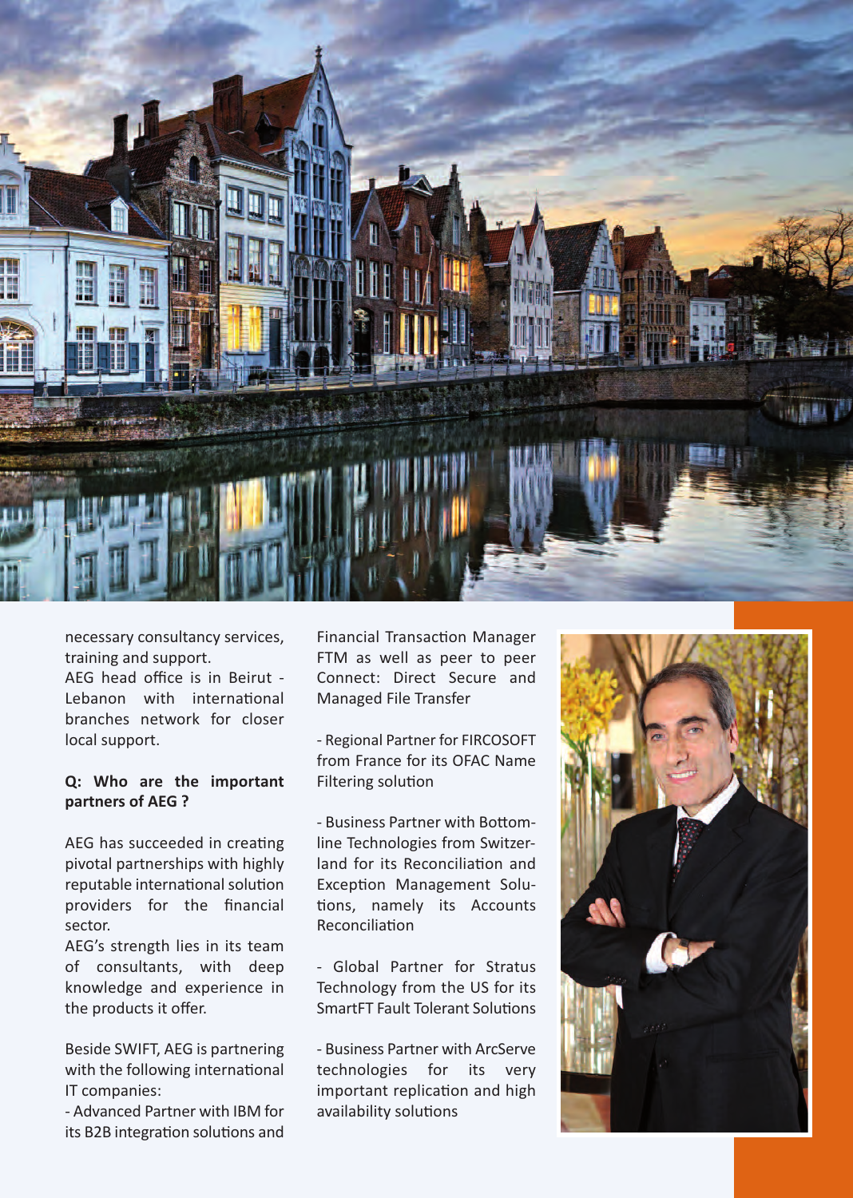necessary consultancy services, training and support.
AEG head office is in Beirut - Lebanon with international branches network for closer local support.

**Q: Who are the important partners of AEG ?**

AEG has succeeded in creating pivotal partnerships with highly reputable international solution providers for the financial sector.
AEG's strength lies in its team of consultants, with deep knowledge and experience in the products it offer.

Beside SWIFT, AEG is partnering with the following international IT companies:
- Advanced Partner with IBM for its B2B integration solutions and Financial Transaction Manager FTM as well as peer to peer Connect: Direct Secure and Managed File Transfer

- Regional Partner for FIRCOSOFT from France for its OFAC Name Filtering solution

- Business Partner with Bottomline Technologies from Switzerland for its Reconciliation and Exception Management Solutions, namely its Accounts Reconciliation

- Global Partner for Stratus Technology from the US for its SmartFT Fault Tolerant Solutions

- Business Partner with ArcServe technologies for its very important replication and high availability solutions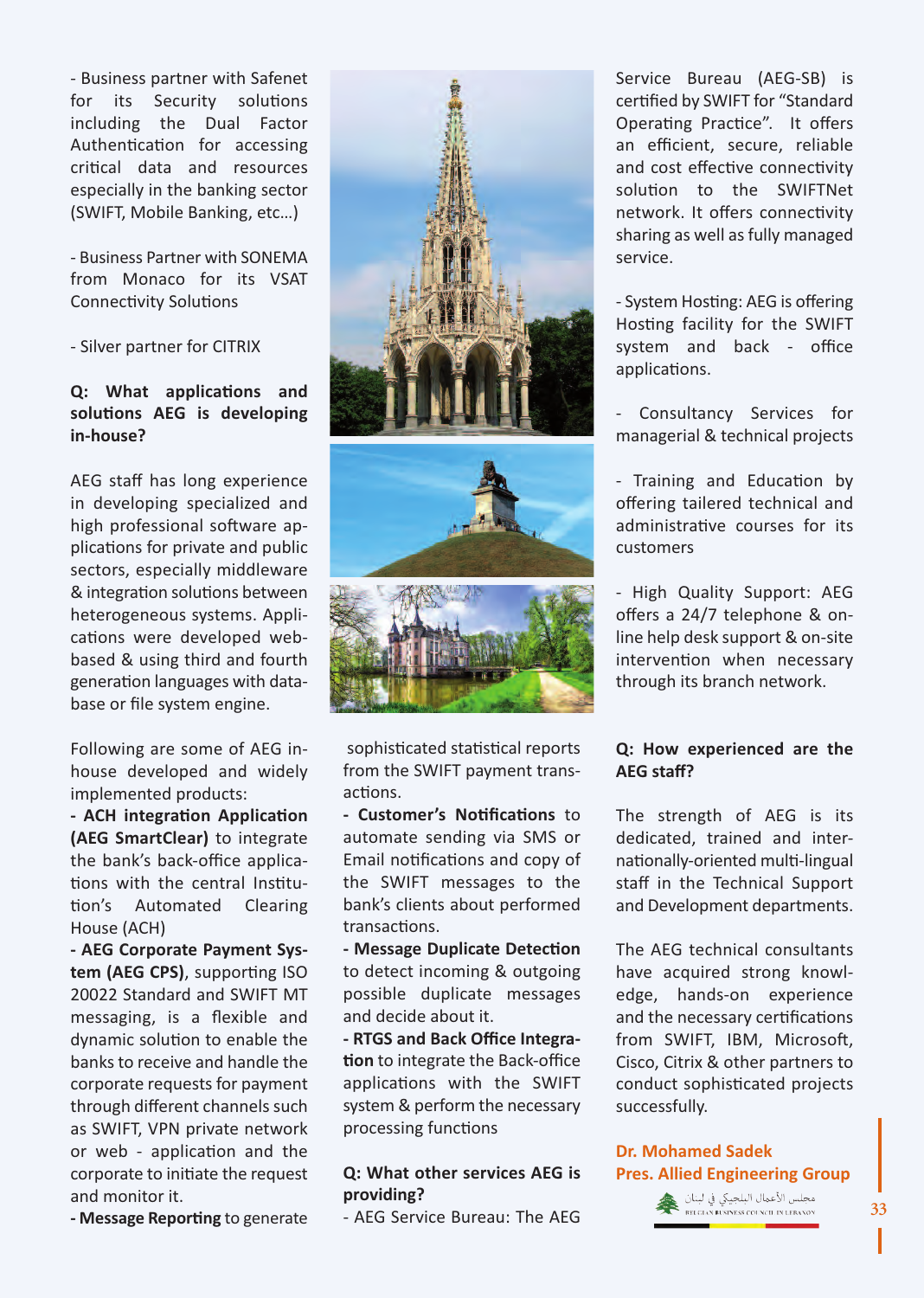- Business partner with Safenet for its Security solutions including the Dual Factor Authentication for accessing critical data and resources especially in the banking sector (SWIFT, Mobile Banking, etc…)

- Business Partner with SONEMA from Monaco for its VSAT Connectivity Solutions

- Silver partner for CITRIX

**Q: What applications and solutions AEG is developing in-house?**

AEG staff has long experience in developing specialized and high professional software applications for private and public sectors, especially middleware & integration solutions between heterogeneous systems. Applications were developed web-based & using third and fourth generation languages with database or file system engine.

Following are some of AEG in-house developed and widely implemented products:

**- ACH integration Application (AEG SmartClear)** to integrate the bank's back-office applications with the central Institution's Automated Clearing House (ACH)

**- AEG Corporate Payment System (AEG CPS)**, supporting ISO 20022 Standard and SWIFT MT messaging, is a flexible and dynamic solution to enable the banks to receive and handle the corporate requests for payment through different channels such as SWIFT, VPN private network or web - application and the corporate to initiate the request and monitor it.

**- Message Reporting** to generate sophisticated statistical reports from the SWIFT payment transactions.

**- Customer's Notifications** to automate sending via SMS or Email notifications and copy of the SWIFT messages to the bank's clients about performed transactions.

**- Message Duplicate Detection** to detect incoming & outgoing possible duplicate messages and decide about it.

**- RTGS and Back Office Integration** to integrate the Back-office applications with the SWIFT system & perform the necessary processing functions

**Q: What other services AEG is providing?**

- AEG Service Bureau: The AEG Service Bureau (AEG-SB) is certified by SWIFT for "Standard Operating Practice". It offers an efficient, secure, reliable and cost effective connectivity solution to the SWIFTNet network. It offers connectivity sharing as well as fully managed service.

- System Hosting: AEG is offering Hosting facility for the SWIFT system and back - office applications.

- Consultancy Services for managerial & technical projects

- Training and Education by offering tailered technical and administrative courses for its customers

- High Quality Support: AEG offers a 24/7 telephone & online help desk support & on-site intervention when necessary through its branch network.

**Q: How experienced are the AEG staff?**

The strength of AEG is its dedicated, trained and internationally-oriented multi-lingual staff in the Technical Support and Development departments.

The AEG technical consultants have acquired strong knowledge, hands-on experience and the necessary certifications from SWIFT, IBM, Microsoft, Cisco, Citrix & other partners to conduct sophisticated projects successfully.

**Dr. Mohamed Sadek**
**Pres. Allied Engineering Group**